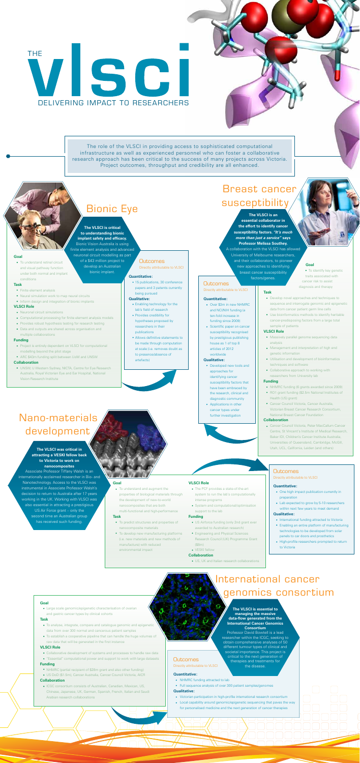# THE VLSCI

## DELIVERING IMPACT TO RESEARCHERS

The role of the VLSCI in providing access to sophisticated computational infrastructure as well as experienced personnel who can foster a collaborative research approach has been critical to the success of many projects across Victoria. Project outcomes, throughput and credibility are all enhanced.

## Bionic Eye

**The VLSCI is critical to understanding bionic implant safety and efficacy.** Bionic Vision Australia is using finite element analysis and advanced neuronal circuit modelling as part of a $43 million project to develop an Australian bionic implant.

### Goal

- To understand retinal circuit and visual pathway function under both normal and implant conditions

### Task

- Finite element analysis
- Neural simulation work to map neural circuits
- Inform design and integration of bionic implants

### VLSCI Role

- Neuronal circuit simulations
- Computational processing for finite element analysis models
- Provides robust hypothesis testing for research testing
- Data and outputs are shared across organisation and multiple collaborations

### Funding

- Project is entirely dependent on VLSCI for computational modelling beyond the pilot stage
- ARC $43m funding split between UoM and UNSW

### Collaboration

- UNSW, U Western Sydney, NICTA, Centre for Eye Research Australia, Royal Victorian Eye and Ear Hospital, National Vision Research Institute

### Outcomes

Directly attributable to VLSCI

**Quantitative:**

- 15 publications, 30 conference papers and 3 patents currently being pursued

**Qualitative:**

- Enabling technology for the lab's field of research
- Provides credibility for hypotheses proposed by researchers in their publications
- Allows definitive statements to be made through computation at scale (i.e. removes doubt as to presence/absence of artefacts)

## Breast cancer susceptibility

**The VLSCI is an essential collaborator in the effort to identify cancer susceptibility factors. *"It's much more than just a service"* says Professor Melissa Southey.** A collaboration with the VLSCI has allowed University of Melbourne researchers, and their collaborators, to pioneer new approaches to identifying breast cancer susceptibility factors/genes.

### Goal

- To identify key genetic traits associated with cancer risk to assist diagnosis and therapy

### Task

- Develop novel approaches and techniques to sequence and interrogate genomic and epigenetic data from cancer patient germ line cells
- Use bioinformatics methods to identify heritable cancer-predisposing factors from a large total sample of patients

### VLSCI Role

- Massively parallel genome sequencing data analysis
- Management and interpretation of high end genetic information
- Utilisation and development of bioinformatics techniques and software
- Collaborative approach to working with researchers from University lab

### Funding

- NHMRC funding (6 grants awarded since 2009)
- RO1 grant funding ($2.5m National Institutes of Health (US) grant)
- Cancer Council Victoria, Cancer Australia, Victorian Breast Cancer Research Consortium, National Breast Cancer Foundation

### Collaboration

- Cancer Council Victoria, Peter MacCallum Cancer Centre, St Vincent's Institute of Medical Research, Baker IDI, Children's Cancer Institute Australia, Universities of Queensland, Cambridge, McGill, Utah, UCL, California, Leiden (and others)

### Outcomes

Directly attributable to VLSCI

**Quantitative:**

- Over $3m in new NHMRC and NCI/NIH funding (a ten-fold increase in funding since 2009)
- Scientific paper on cancer susceptibility recognised by prestigious publishing house as 1 of top 8 articles of 2012 worldwide

**Qualitative:**

- Developed new tools and approaches for identifying cancer susceptibility factors that have been embraced by the research, clinical and diagnostic community
- Applications in other cancer types under further investigation

## Nano-materials development

**The VLSCI was critical in attracting a VESKI fellow back to Victoria to work on nanocomposites**

Associate Professor Tiffany Walsh is an internationally acclaimed researcher in Bio- and Nanotechnology. Access to the VLSCI was instrumental in Associate Professor Walsh's decision to return to Australia after 17 years working in the UK. Working with VLSCI was also essential in attracting a prestigious US Air Force grant – only the second time an Australian group has received such funding.

### Goal

- To understand and augment the properties of biological materials through the development of new-to-world nanocomposites that are both multi-functional and high-performance

### Task

- To predict structures and properties of nanocomposite materials
- To develop new manufacturing platforms (i.e. new materials and new methods of manufacture) with reduced environmental impact

### VLSCI Role

- The PCF provides a state-of-the-art system to run the lab's computationally intense programs
- System and computational/optimisation support to the lab

### Funding

- US Airforce funding (only 2nd grant ever awarded to Australian research)
- Engineering and Physical Sciences Research Council (UK) Programme Grant ($8m)
- VESKI fellow

### Collaboration

- US, UK and Italian research collaborations

### Outcomes

Directly attributable to VLSCI

**Quantitative:**

- One high impact publication currently in preparation
- Lab expected to grow by 5-10 researchers within next few years to meet demand

**Qualitative:**

- International funding attracted to Victoria
- Enabling an entire platform of manufacturing technologies to be developed from solar panels to car doors and prosthetics
- High-profile researchers prompted to return to Victoria

## International cancer genomics consortium

**The VLSCI is essential to managing the massive data-flow generated from the International Cancer Genomics Consortium**

Professor David Bowtell is a lead researcher within the ICGC, seeking to obtain comprehensive analyses of 50 different tumour types of clinical and societal importance. This project is critical to the next generation of therapies and treatments for the disease.

### Goal

- Large scale genomic/epigenetic characterisation of ovarian and gastric cancer types by clinical cohorts

### Task

- To analyse, integrate, compare and catalogue genomic and epigenetic data from over 300 normal and cancerous patient samples
- To establish a cooperative pipeline that can handle the huge volumes of raw data that will be generated in the first instance

### VLSCI Role

- Collaborative development of systems and processes to handle raw data
- "Essential" computational power and support to work with large datasets

### Funding

- NHMRC (partial recipient of $28m grant and also other funding)
- US DoD ($1.5m), Cancer Australia, Cancer Council Victoria, AICR

### Collaboration

- ICGC consortium consists of Australian, Canadian, Mexican, US, Chinese, Japanese, UK, German, Spanish, French, Italian and Saudi Arabian research collaborations

### Outcomes

Directly attributable to VLSCI

**Quantitative:**

- NHMRC funding attracted to lab
- Full sequence analysis of over 300 patient samples/genomes

**Qualitative:**

- Victorian participation in high-profile international research consortium
- Local capability around genomic/epigenetic sequencing that paves the way for personalised medicine and the next generation of cancer therapies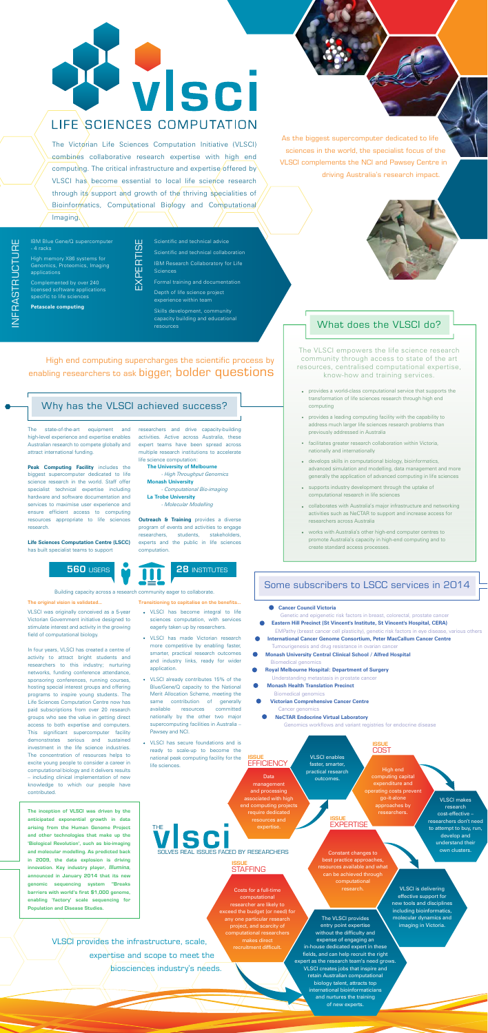# vlsci

## LIFE SCIENCES COMPUTATION

The Victorian Life Sciences Computation Initiative (VLSCI) combines collaborative research expertise with high end computing. The critical infrastructure and expertise offered by VLSCI has become essential to local life science research through its support and growth of the thriving specialities of Bioinformatics, Computational Biology and Computational Imaging.

As the biggest supercomputer dedicated to life sciences in the world, the specialist focus of the VLSCI complements the NCI and Pawsey Centre in driving Australia's research impact.

### INFRASTRUCTURE

- IBM Blue Gene/Q supercomputer - 4 racks
- High memory X86 systems for Genomics, Proteomics, Imaging applications
- Complemented by over 240 licensed software applications specific to life sciences
- **Petascale computing**

### EXPERTISE

- Scientific and technical advice
- Scientific and technical collaboration
- IBM Research Collaboratory for Life Sciences
- Formal training and documentation
- Depth of life science project experience within team
- Skills development, community capacity building and educational resources

High end computing supercharges the scientific process by enabling researchers to ask bigger, bolder questions

## Why has the VLSCI achieved success?

The state-of-the-art equipment and high-level experience and expertise enables Australian research to compete globally and attract international funding.

**Peak Computing Facility** includes the biggest supercomputer dedicated to life science research in the world. Staff offer specialist technical expertise including hardware and software documentation and services to maximise user experience and ensure efficient access to computing resources appropriate to life sciences research.

**Life Sciences Computation Centre (LSCC)** has built specialist teams to support researchers and drive capacity-building activities. Active across Australia, these expert teams have been spread across multiple research institutions to accelerate life science computation:

**The University of Melbourne**
- *High Throughput Genomics*

**Monash University**
- *Computational Bio-imaging*

**La Trobe University**
- *Molecular Modelling*

**Outreach & Training** provides a diverse program of events and activities to engage researchers, students, stakeholders, experts and the public in life sciences computation.

**560** USERS **28** INSTITUTES

Building capacity across a research community eager to collaborate.

**The original vision is validated...**

VLSCI was originally conceived as a 5-year Victorian Government initiative designed to stimulate interest and activity in the growing field of computational biology.

In four years, VLSCI has created a centre of activity to attract bright students and researchers to this industry; nurturing networks, funding conference attendance, sponsoring conferences, running courses, hosting special interest groups and offering programs to inspire young students. The Life Sciences Computation Centre now has paid subscriptions from over 20 research groups who see the value in getting direct access to both expertise and computers. This significant supercomputer facility demonstrates serious and sustained investment in the life science industries. The concentration of resources helps to excite young people to consider a career in computational biology and it delivers results – including clinical implementation of new knowledge to which our people have contributed.

**The inception of VLSCI was driven by the anticipated exponential growth in data arising from the Human Genome Project and other technologies that make up the 'Biological Revolution', such as bio-imaging and molecular modelling. As predicted back in 2009, the data explosion is driving innovation. Key industry player, *Illumina*, announced in January 2014 that its new genomic sequencing system "Breaks barriers with world's first $1,000 genome, enabling 'factory' scale sequencing for Population and Disease Studies.**

**Transitioning to capitalise on the benefits...**

- VLSCI has become integral to life sciences computation, with services eagerly taken up by researchers.
- VLSCI has made Victorian research more competitive by enabling faster, smarter, practical research outcomes and industry links, ready for wider application.
- VLSCI already contributes 15% of the Blue/Gene/Q capacity to the National Merit Allocation Scheme, meeting the same contribution of generally available resources committed nationally by the other two major supercomputing facilities in Australia – Pawsey and NCI.
- VLSCI has secure foundations and is ready to scale-up to become the national peak computing facility for the life sciences.

VLSCI provides the infrastructure, scale, expertise and scope to meet the biosciences industry's needs.

## What does the VLSCI do?

The VLSCI empowers the life science research community through access to state of the art resources, centralised computational expertise, know-how and training services.

- provides a world-class computational service that supports the transformation of life sciences research through high end computing
- provides a leading computing facility with the capability to address much larger life sciences research problems than previously addressed in Australia
- facilitates greater research collaboration within Victoria, nationally and internationally
- develops skills in computational biology, bioinformatics, advanced simulation and modelling, data management and more generally the application of advanced computing in life sciences
- supports industry development through the uptake of computational research in life sciences
- collaborates with Australia's major infrastructure and networking activities such as NeCTAR to support and increase access for researchers across Australia
- works with Australia's other high-end computer centres to promote Australia's capacity in high-end computing and to create standard access processes.

## Some subscribers to LSCC services in 2014

- **Cancer Council Victoria**
  Genetic and epigenetic risk factors in breast, colorectal, prostate cancer
- **Eastern Hill Precinct (St Vincent's Institute, St Vincent's Hospital, CERA)**
  EMPathy (breast cancer cell plasticity), genetic risk factors in eye disease, various others
- **International Cancer Genome Consortium, Peter MacCallum Cancer Centre**
  Tumourigenesis and drug resistance in ovarian cancer
- **Monash University Central Clinical School / Alfred Hospital**
  Biomedical genomics
- **Royal Melbourne Hospital: Department of Surgery**
  Understanding metastasis in prostate cancer
- **Monash Health Translation Precinct**
  Biomedical genomics
- **Victorian Comprehensive Cancer Centre**
  Cancer genomics
- **NeCTAR Endocrine Virtual Laboratory**
  Genomics workflows and variant registries for endocrine disease

## THE vlsci SOLVES REAL ISSUES FACED BY RESEARCHERS

**ISSUE EFFICIENCY**

Data management and processing associated with high end computing projects require dedicated resources and expertise.

VLSCI enables faster, smarter, practical research outcomes.

**ISSUE COST**

High end computing capital expenditure and operating costs prevent go-it-alone approaches by researchers.

VLSCI makes research cost-effective – researchers don't need to attempt to buy, run, develop and understand their own clusters.

**ISSUE EXPERTISE**

Constant changes to best practice approaches, resources available and what can be achieved through computational research.

VLSCI is delivering effective support for new tools and disciplines including bioinformatics, molecular dynamics and imaging in Victoria.

**ISSUE STAFFING**

Costs for a full-time computational researcher are likely to exceed the budget (or need) for any one particular research project, and scarcity of computational researchers makes direct recruitment difficult.

The VLSCI provides entry point expertise without the difficulty and expense of engaging an in-house dedicated expert in these fields, and can help recruit the right expert as the research team's need grows. VLSCI creates jobs that inspire and retain Australian computational biology talent, attracts top international bioinformaticians and nurtures the training of new experts.